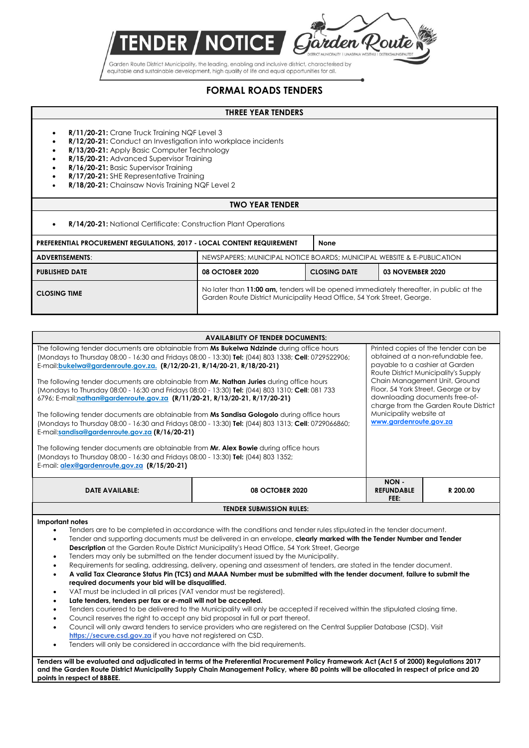# TENDER / NOTICE

Garden Route District Municipality, the leading, enabling and inclusive district, characterised by equitable and sustainable development, high quality of life and equal opportunities for all.

## FORMAL ROADS TENDERS

### THREE YEAR TENDERS

- **R/11/20-21:** Crane Truck Training NQF Level 3
- **R/12/20-21:** Conduct an Investigation into workplace incidents
- **R/13/20-21:** Apply Basic Computer Technology
- **R/15/20-21:** Advanced Supervisor Training
- **R/16/20-21:** Basic Supervisor Training
- **R/17/20-21:** SHE Representative Training
- **R/18/20-21:** Chainsaw Novis Training NQF Level 2

### TWO YEAR TENDER

- **R/14/20-21:** National Certificate: Construction Plant Operations

| **PREFERENTIAL PROCUREMENT REGULATIONS, 2017 - LOCAL CONTENT REQUIREMENT** | | **None** | |
|---|---|---|---|
| **ADVERTISEMENTS**: | NEWSPAPERS; MUNICIPAL NOTICE BOARDS; MUNICIPAL WEBSITE & E-PUBLICATION | | |
| **PUBLISHED DATE** | **08 OCTOBER 2020** | **CLOSING DATE** | **03 NOVEMBER 2020** |
| **CLOSING TIME** | No later than **11:00 am**, tenders will be opened immediately thereafter, in public at the Garden Route District Municipality Head Office, 54 York Street, George. | | |

### AVAILABILITY OF TENDER DOCUMENTS:

The following tender documents are obtainable from **Ms Bukelwa Ndzinde** during office hours (Mondays to Thursday 08:00 - 16:30 and Fridays 08:00 - 13:30) **Tel:** (044) 803 1338; **Cell**: 0729522906; E-mail:bukelwa@gardenroute.gov.za. **(R/12/20-21, R/14/20-21, R/18/20-21)**

The following tender documents are obtainable from **Mr. Nathan Juries** during office hours (Mondays to Thursday 08:00 - 16:30 and Fridays 08:00 - 13:30) **Tel:** (044) 803 1310; **Cell:** 081 733 6796; E-mail:nathan@gardenroute.gov.za **(R/11/20-21, R/13/20-21, R/17/20-21)**

The following tender documents are obtainable from **Ms Sandisa Gologolo** during office hours (Mondays to Thursday 08:00 - 16:30 and Fridays 08:00 - 13:30) **Tel:** (044) 803 1313; **Cell:** 0729066860; E-mail:sandisa@gardenroute.gov.za **(R/16/20-21)**

The following tender documents are obtainable from **Mr. Alex Bowie** during office hours (Mondays to Thursday 08:00 - 16:30 and Fridays 08:00 - 13:30) **Tel:** (044) 803 1352; E-mail: alex@gardenroute.gov.za **(R/15/20-21)**

Printed copies of the tender can be obtained at a non-refundable fee, payable to a cashier at Garden Route District Municipality's Supply Chain Management Unit, Ground Floor, 54 York Street, George or by downloading documents free-of-charge from the Garden Route District Municipality website at www.gardenroute.gov.za

| **DATE AVAILABLE:** | **08 OCTOBER 2020** | **NON - REFUNDABLE FEE:** | **R 200.00** |
|---|---|---|---|

### TENDER SUBMISSION RULES:

**Important notes**

- Tenders are to be completed in accordance with the conditions and tender rules stipulated in the tender document.
- Tender and supporting documents must be delivered in an envelope, **clearly marked with the Tender Number and Tender Description** at the Garden Route District Municipality's Head Office, 54 York Street, George
- Tenders may only be submitted on the tender document issued by the Municipality.
- Requirements for sealing, addressing, delivery, opening and assessment of tenders, are stated in the tender document.
- **A valid Tax Clearance Status Pin (TCS) and MAAA Number must be submitted with the tender document, failure to submit the required documents your bid will be disqualified.**
- VAT must be included in all prices (VAT vendor must be registered).
- **Late tenders, tenders per fax or e-mail will not be accepted.**
- Tenders couriered to be delivered to the Municipality will only be accepted if received within the stipulated closing time.
- Council reserves the right to accept any bid proposal in full or part thereof.
- Council will only award tenders to service providers who are registered on the Central Supplier Database (CSD). Visit https://secure.csd.gov.za if you have not registered on CSD.
- Tenders will only be considered in accordance with the bid requirements.

**Tenders will be evaluated and adjudicated in terms of the Preferential Procurement Policy Framework Act (Act 5 of 2000) Regulations 2017 and the Garden Route District Municipality Supply Chain Management Policy, where 80 points will be allocated in respect of price and 20 points in respect of BBBEE.**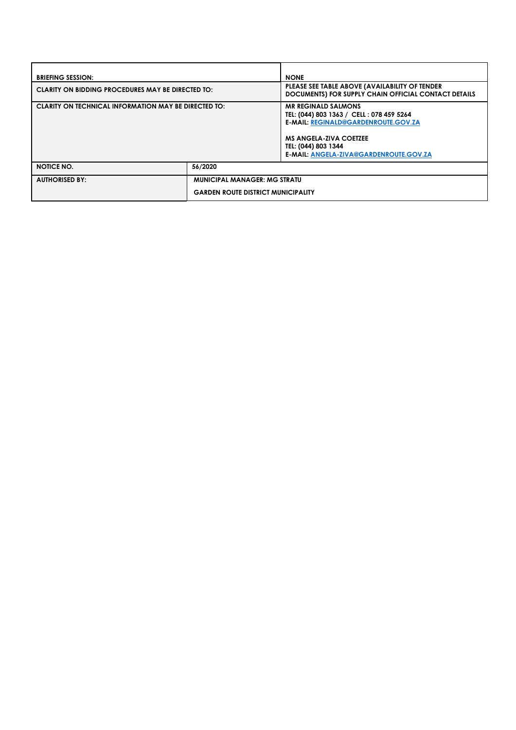| | |
|---|---|
| **BRIEFING SESSION:** | **NONE** |
| **CLARITY ON BIDDING PROCEDURES MAY BE DIRECTED TO:** | **PLEASE SEE TABLE ABOVE (AVAILABILITY OF TENDER DOCUMENTS) FOR SUPPLY CHAIN OFFICIAL CONTACT DETAILS** |
| **CLARITY ON TECHNICAL INFORMATION MAY BE DIRECTED TO:** | **MR REGINALD SALMONS**<br>**TEL: (044) 803 1363 / CELL : 078 459 5264**<br>**E-MAIL: REGINALD@GARDENROUTE.GOV.ZA**<br><br>**MS ANGELA-ZIVA COETZEE**<br>**TEL: (044) 803 1344**<br>**E-MAIL: ANGELA-ZIVA@GARDENROUTE.GOV.ZA** |
| **NOTICE NO.** | **56/2020** |
| **AUTHORISED BY:** | **MUNICIPAL MANAGER: MG STRATU**<br><br>**GARDEN ROUTE DISTRICT MUNICIPALITY** |